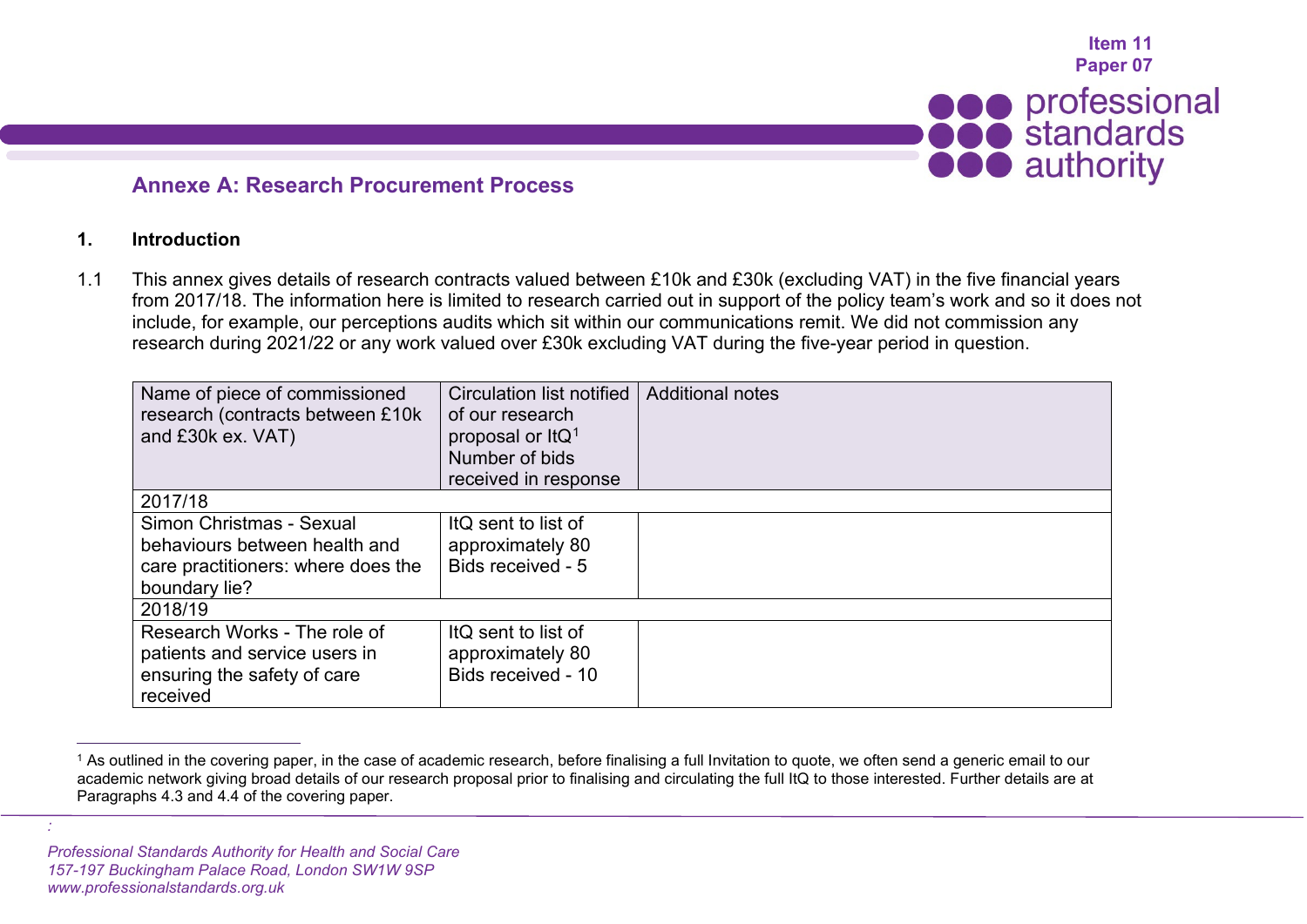Item 11
Paper 07

## Annexe A: Research Procurement Process

### 1. Introduction

1.1 This annex gives details of research contracts valued between £10k and £30k (excluding VAT) in the five financial years from 2017/18. The information here is limited to research carried out in support of the policy team's work and so it does not include, for example, our perceptions audits which sit within our communications remit. We did not commission any research during 2021/22 or any work valued over £30k excluding VAT during the five-year period in question.

| Name of piece of commissioned research (contracts between £10k and £30k ex. VAT) | Circulation list notified of our research proposal or ItQ[1] Number of bids received in response | Additional notes |
|---|---|---|
| 2017/18 | | |
| Simon Christmas - Sexual behaviours between health and care practitioners: where does the boundary lie? | ItQ sent to list of approximately 80 Bids received - 5 | |
| 2018/19 | | |
| Research Works - The role of patients and service users in ensuring the safety of care received | ItQ sent to list of approximately 80 Bids received - 10 | |

[1] As outlined in the covering paper, in the case of academic research, before finalising a full Invitation to quote, we often send a generic email to our academic network giving broad details of our research proposal prior to finalising and circulating the full ItQ to those interested. Further details are at Paragraphs 4.3 and 4.4 of the covering paper.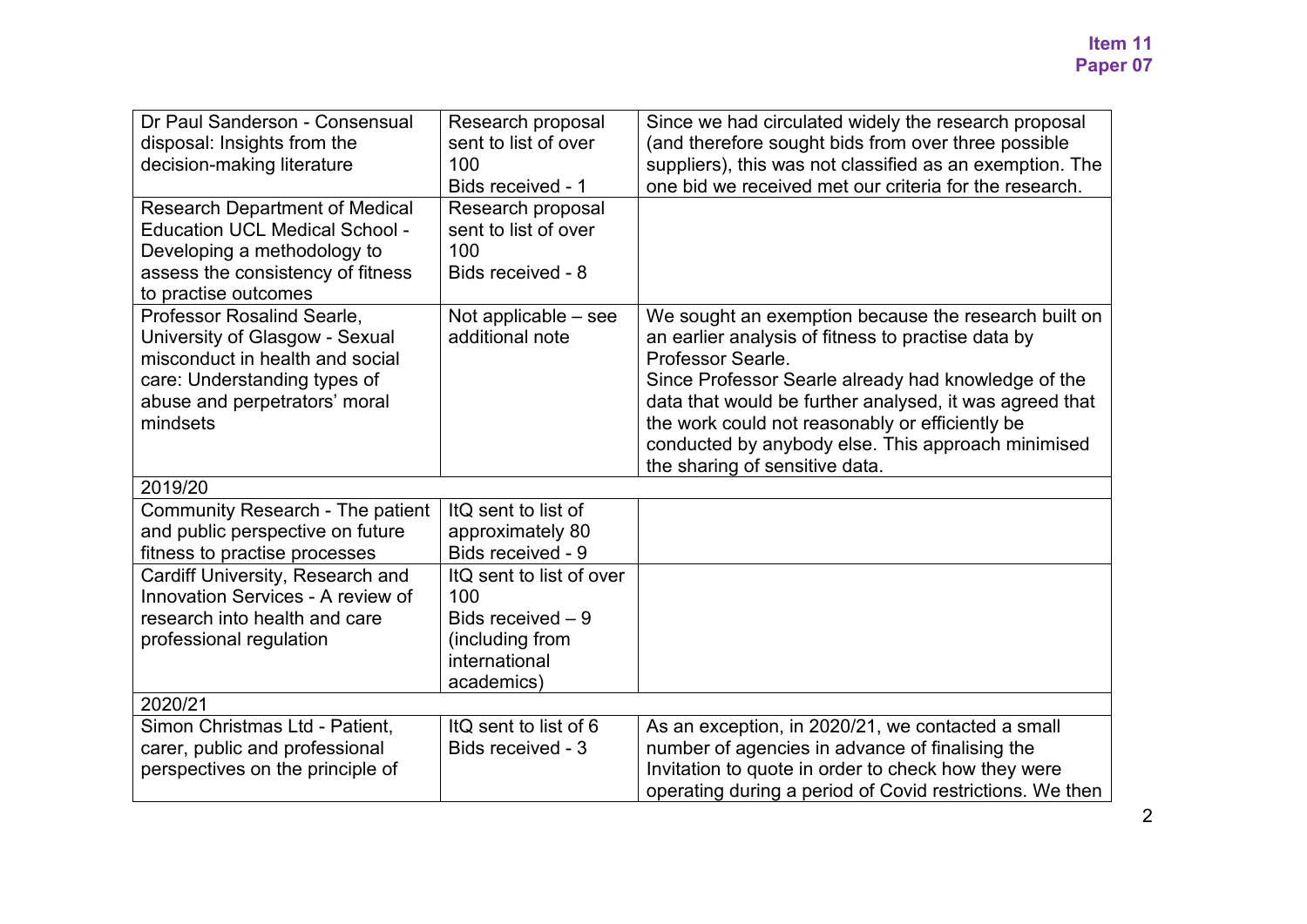| | | |
|---|---|---|
| Dr Paul Sanderson - Consensual disposal: Insights from the decision-making literature | Research proposal sent to list of over 100<br>Bids received - 1 | Since we had circulated widely the research proposal (and therefore sought bids from over three possible suppliers), this was not classified as an exemption. The one bid we received met our criteria for the research. |
| Research Department of Medical Education UCL Medical School - Developing a methodology to assess the consistency of fitness to practise outcomes | Research proposal sent to list of over 100<br>Bids received - 8 | |
| Professor Rosalind Searle, University of Glasgow - Sexual misconduct in health and social care: Understanding types of abuse and perpetrators' moral mindsets | Not applicable – see additional note | We sought an exemption because the research built on an earlier analysis of fitness to practise data by Professor Searle.<br>Since Professor Searle already had knowledge of the data that would be further analysed, it was agreed that the work could not reasonably or efficiently be conducted by anybody else. This approach minimised the sharing of sensitive data. |
| 2019/20 | | |
| Community Research - The patient and public perspective on future fitness to practise processes | ItQ sent to list of approximately 80<br>Bids received - 9 | |
| Cardiff University, Research and Innovation Services - A review of research into health and care professional regulation | ItQ sent to list of over 100<br>Bids received – 9 (including from international academics) | |
| 2020/21 | | |
| Simon Christmas Ltd - Patient, carer, public and professional perspectives on the principle of | ItQ sent to list of 6<br>Bids received - 3 | As an exception, in 2020/21, we contacted a small number of agencies in advance of finalising the Invitation to quote in order to check how they were operating during a period of Covid restrictions. We then |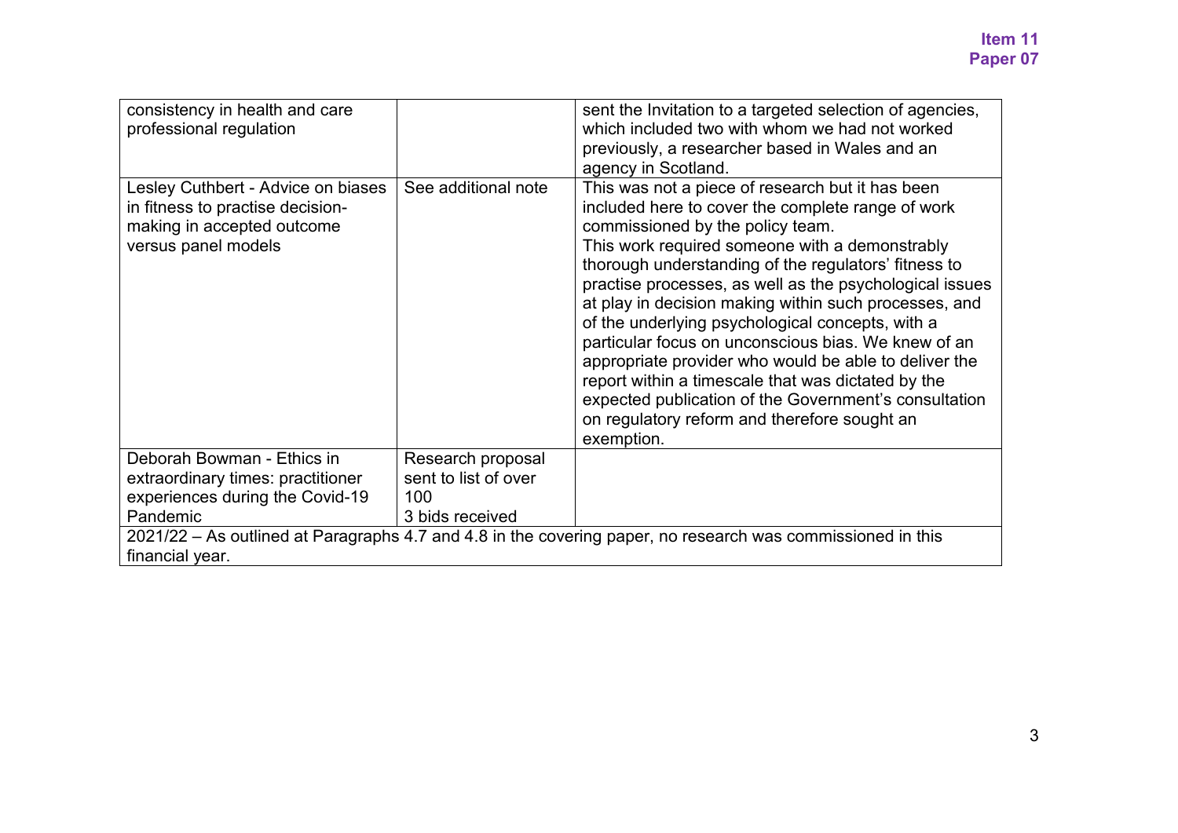| | | |
|---|---|---|
| consistency in health and care professional regulation | | sent the Invitation to a targeted selection of agencies, which included two with whom we had not worked previously, a researcher based in Wales and an agency in Scotland. |
| Lesley Cuthbert - Advice on biases in fitness to practise decision-making in accepted outcome versus panel models | See additional note | This was not a piece of research but it has been included here to cover the complete range of work commissioned by the policy team. This work required someone with a demonstrably thorough understanding of the regulators' fitness to practise processes, as well as the psychological issues at play in decision making within such processes, and of the underlying psychological concepts, with a particular focus on unconscious bias. We knew of an appropriate provider who would be able to deliver the report within a timescale that was dictated by the expected publication of the Government's consultation on regulatory reform and therefore sought an exemption. |
| Deborah Bowman - Ethics in extraordinary times: practitioner experiences during the Covid-19 Pandemic | Research proposal sent to list of over 100<br>3 bids received | |
| 2021/22 – As outlined at Paragraphs 4.7 and 4.8 in the covering paper, no research was commissioned in this financial year. | | |